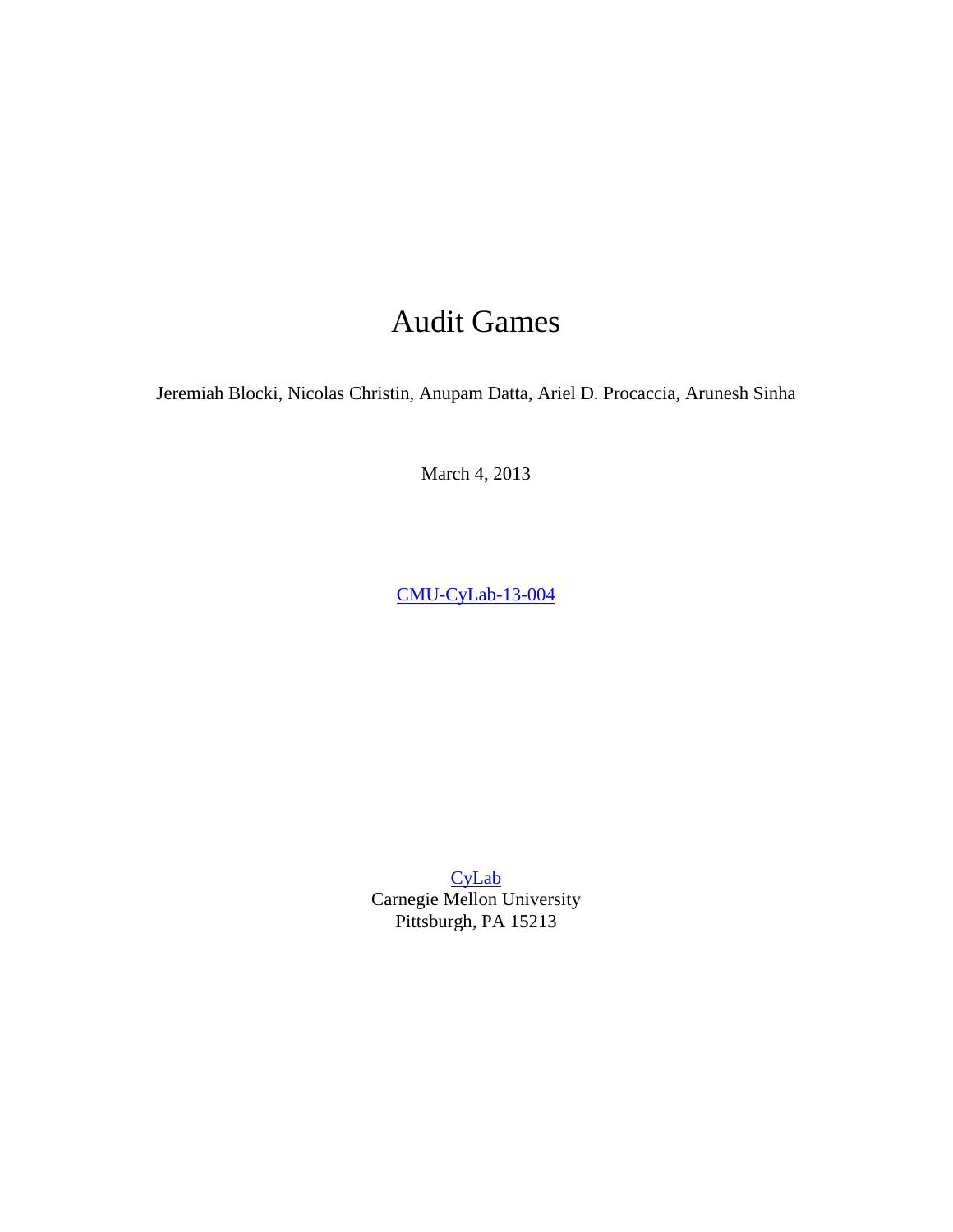# Audit Games

Jeremiah Blocki, Nicolas Christin, Anupam Datta, Ariel D. Procaccia, Arunesh Sinha

March 4, 2013

CMU-CyLab-13-004

CyLab
Carnegie Mellon University
Pittsburgh, PA 15213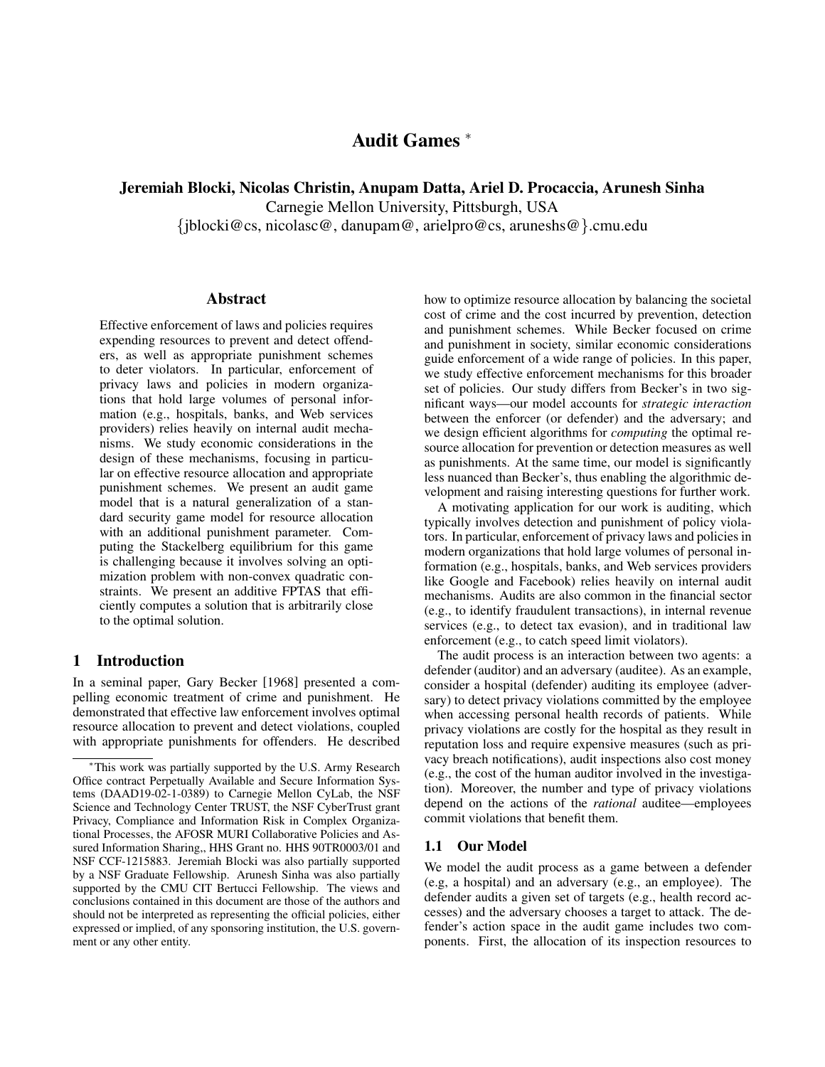# Audit Games *

**Jeremiah Blocki, Nicolas Christin, Anupam Datta, Ariel D. Procaccia, Arunesh Sinha**
Carnegie Mellon University, Pittsburgh, USA
{jblocki@cs, nicolasc@, danupam@, arielpro@cs, aruneshs@}.cmu.edu

## Abstract

Effective enforcement of laws and policies requires expending resources to prevent and detect offenders, as well as appropriate punishment schemes to deter violators. In particular, enforcement of privacy laws and policies in modern organizations that hold large volumes of personal information (e.g., hospitals, banks, and Web services providers) relies heavily on internal audit mechanisms. We study economic considerations in the design of these mechanisms, focusing in particular on effective resource allocation and appropriate punishment schemes. We present an audit game model that is a natural generalization of a standard security game model for resource allocation with an additional punishment parameter. Computing the Stackelberg equilibrium for this game is challenging because it involves solving an optimization problem with non-convex quadratic constraints. We present an additive FPTAS that efficiently computes a solution that is arbitrarily close to the optimal solution.

## 1 Introduction

In a seminal paper, Gary Becker [1968] presented a compelling economic treatment of crime and punishment. He demonstrated that effective law enforcement involves optimal resource allocation to prevent and detect violations, coupled with appropriate punishments for offenders. He described how to optimize resource allocation by balancing the societal cost of crime and the cost incurred by prevention, detection and punishment schemes. While Becker focused on crime and punishment in society, similar economic considerations guide enforcement of a wide range of policies. In this paper, we study effective enforcement mechanisms for this broader set of policies. Our study differs from Becker's in two significant ways—our model accounts for *strategic interaction* between the enforcer (or defender) and the adversary; and we design efficient algorithms for *computing* the optimal resource allocation for prevention or detection measures as well as punishments. At the same time, our model is significantly less nuanced than Becker's, thus enabling the algorithmic development and raising interesting questions for further work.

A motivating application for our work is auditing, which typically involves detection and punishment of policy violators. In particular, enforcement of privacy laws and policies in modern organizations that hold large volumes of personal information (e.g., hospitals, banks, and Web services providers like Google and Facebook) relies heavily on internal audit mechanisms. Audits are also common in the financial sector (e.g., to identify fraudulent transactions), in internal revenue services (e.g., to detect tax evasion), and in traditional law enforcement (e.g., to catch speed limit violators).

The audit process is an interaction between two agents: a defender (auditor) and an adversary (auditee). As an example, consider a hospital (defender) auditing its employee (adversary) to detect privacy violations committed by the employee when accessing personal health records of patients. While privacy violations are costly for the hospital as they result in reputation loss and require expensive measures (such as privacy breach notifications), audit inspections also cost money (e.g., the cost of the human auditor involved in the investigation). Moreover, the number and type of privacy violations depend on the actions of the *rational* auditee—employees commit violations that benefit them.

### 1.1 Our Model

We model the audit process as a game between a defender (e.g, a hospital) and an adversary (e.g., an employee). The defender audits a given set of targets (e.g., health record accesses) and the adversary chooses a target to attack. The defender's action space in the audit game includes two components. First, the allocation of its inspection resources to

*This work was partially supported by the U.S. Army Research Office contract Perpetually Available and Secure Information Systems (DAAD19-02-1-0389) to Carnegie Mellon CyLab, the NSF Science and Technology Center TRUST, the NSF CyberTrust grant Privacy, Compliance and Information Risk in Complex Organizational Processes, the AFOSR MURI Collaborative Policies and Assured Information Sharing,, HHS Grant no. HHS 90TR0003/01 and NSF CCF-1215883. Jeremiah Blocki was also partially supported by a NSF Graduate Fellowship. Arunesh Sinha was also partially supported by the CMU CIT Bertucci Fellowship. The views and conclusions contained in this document are those of the authors and should not be interpreted as representing the official policies, either expressed or implied, of any sponsoring institution, the U.S. government or any other entity.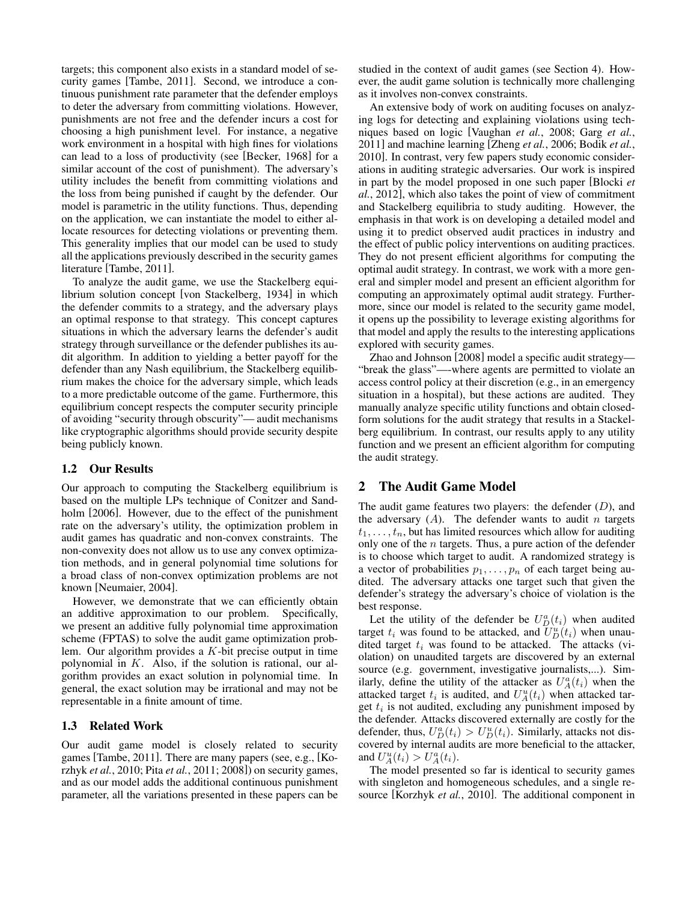targets; this component also exists in a standard model of security games [Tambe, 2011]. Second, we introduce a continuous punishment rate parameter that the defender employs to deter the adversary from committing violations. However, punishments are not free and the defender incurs a cost for choosing a high punishment level. For instance, a negative work environment in a hospital with high fines for violations can lead to a loss of productivity (see [Becker, 1968] for a similar account of the cost of punishment). The adversary's utility includes the benefit from committing violations and the loss from being punished if caught by the defender. Our model is parametric in the utility functions. Thus, depending on the application, we can instantiate the model to either allocate resources for detecting violations or preventing them. This generality implies that our model can be used to study all the applications previously described in the security games literature [Tambe, 2011].

To analyze the audit game, we use the Stackelberg equilibrium solution concept [von Stackelberg, 1934] in which the defender commits to a strategy, and the adversary plays an optimal response to that strategy. This concept captures situations in which the adversary learns the defender's audit strategy through surveillance or the defender publishes its audit algorithm. In addition to yielding a better payoff for the defender than any Nash equilibrium, the Stackelberg equilibrium makes the choice for the adversary simple, which leads to a more predictable outcome of the game. Furthermore, this equilibrium concept respects the computer security principle of avoiding "security through obscurity"— audit mechanisms like cryptographic algorithms should provide security despite being publicly known.

### 1.2 Our Results

Our approach to computing the Stackelberg equilibrium is based on the multiple LPs technique of Conitzer and Sandholm [2006]. However, due to the effect of the punishment rate on the adversary's utility, the optimization problem in audit games has quadratic and non-convex constraints. The non-convexity does not allow us to use any convex optimization methods, and in general polynomial time solutions for a broad class of non-convex optimization problems are not known [Neumaier, 2004].

However, we demonstrate that we can efficiently obtain an additive approximation to our problem. Specifically, we present an additive fully polynomial time approximation scheme (FPTAS) to solve the audit game optimization problem. Our algorithm provides a $K$-bit precise output in time polynomial in $K$. Also, if the solution is rational, our algorithm provides an exact solution in polynomial time. In general, the exact solution may be irrational and may not be representable in a finite amount of time.

### 1.3 Related Work

Our audit game model is closely related to security games [Tambe, 2011]. There are many papers (see, e.g., [Korzhyk *et al.*, 2010; Pita *et al.*, 2011; 2008]) on security games, and as our model adds the additional continuous punishment parameter, all the variations presented in these papers can be studied in the context of audit games (see Section 4). However, the audit game solution is technically more challenging as it involves non-convex constraints.

An extensive body of work on auditing focuses on analyzing logs for detecting and explaining violations using techniques based on logic [Vaughan *et al.*, 2008; Garg *et al.*, 2011] and machine learning [Zheng *et al.*, 2006; Bodik *et al.*, 2010]. In contrast, very few papers study economic considerations in auditing strategic adversaries. Our work is inspired in part by the model proposed in one such paper [Blocki *et al.*, 2012], which also takes the point of view of commitment and Stackelberg equilibria to study auditing. However, the emphasis in that work is on developing a detailed model and using it to predict observed audit practices in industry and the effect of public policy interventions on auditing practices. They do not present efficient algorithms for computing the optimal audit strategy. In contrast, we work with a more general and simpler model and present an efficient algorithm for computing an approximately optimal audit strategy. Furthermore, since our model is related to the security game model, it opens up the possibility to leverage existing algorithms for that model and apply the results to the interesting applications explored with security games.

Zhao and Johnson [2008] model a specific audit strategy— "break the glass"—-where agents are permitted to violate an access control policy at their discretion (e.g., in an emergency situation in a hospital), but these actions are audited. They manually analyze specific utility functions and obtain closed-form solutions for the audit strategy that results in a Stackelberg equilibrium. In contrast, our results apply to any utility function and we present an efficient algorithm for computing the audit strategy.

## 2 The Audit Game Model

The audit game features two players: the defender ($D$), and the adversary ($A$). The defender wants to audit $n$ targets $t_1, \ldots, t_n$, but has limited resources which allow for auditing only one of the $n$ targets. Thus, a pure action of the defender is to choose which target to audit. A randomized strategy is a vector of probabilities $p_1, \ldots, p_n$ of each target being audited. The adversary attacks one target such that given the defender's strategy the adversary's choice of violation is the best response.

Let the utility of the defender be $U_D^a(t_i)$ when audited target $t_i$ was found to be attacked, and $U_D^u(t_i)$ when unaudited target $t_i$ was found to be attacked. The attacks (violation) on unaudited targets are discovered by an external source (e.g. government, investigative journalists,...). Similarly, define the utility of the attacker as $U_A^a(t_i)$ when the attacked target $t_i$ is audited, and $U_A^u(t_i)$ when attacked target $t_i$ is not audited, excluding any punishment imposed by the defender. Attacks discovered externally are costly for the defender, thus, $U_D^a(t_i) > U_D^u(t_i)$. Similarly, attacks not discovered by internal audits are more beneficial to the attacker, and $U_A^u(t_i) > U_A^a(t_i)$.

The model presented so far is identical to security games with singleton and homogeneous schedules, and a single resource [Korzhyk *et al.*, 2010]. The additional component in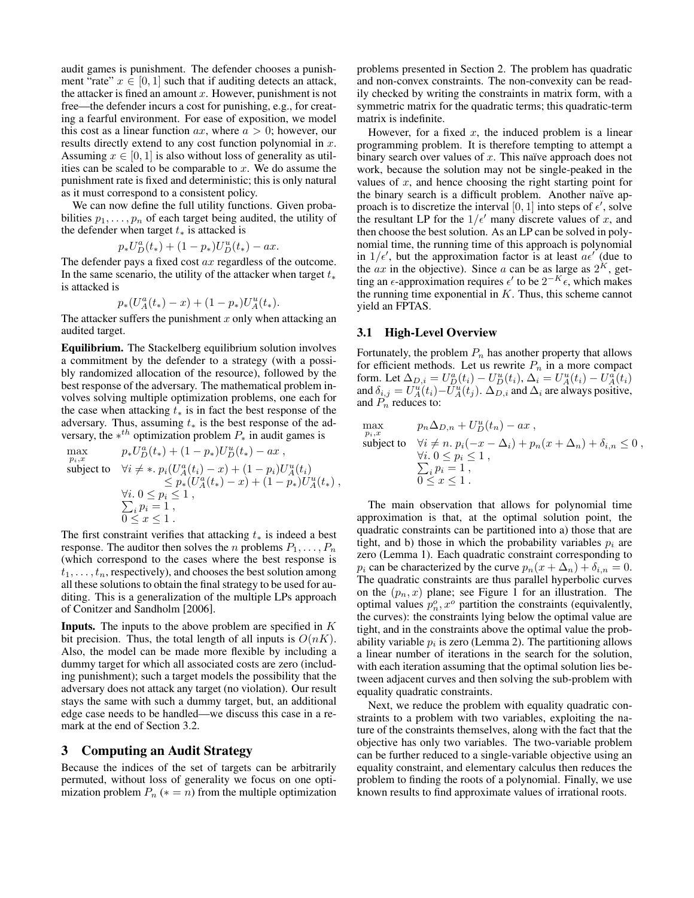audit games is punishment. The defender chooses a punishment "rate" $x \in [0, 1]$ such that if auditing detects an attack, the attacker is fined an amount $x$. However, punishment is not free—the defender incurs a cost for punishing, e.g., for creating a fearful environment. For ease of exposition, we model this cost as a linear function $ax$, where $a > 0$; however, our results directly extend to any cost function polynomial in $x$. Assuming $x \in [0, 1]$ is also without loss of generality as utilities can be scaled to be comparable to $x$. We do assume the punishment rate is fixed and deterministic; this is only natural as it must correspond to a consistent policy.

We can now define the full utility functions. Given probabilities $p_1, \ldots, p_n$ of each target being audited, the utility of the defender when target $t_*$ is attacked is

$$p_* U_D^a(t_*) + (1 - p_*) U_D^u(t_*) - ax.$$

The defender pays a fixed cost $ax$ regardless of the outcome. In the same scenario, the utility of the attacker when target $t_*$ is attacked is

$$p_* (U_A^a(t_*) - x) + (1 - p_*) U_A^u(t_*).$$

The attacker suffers the punishment $x$ only when attacking an audited target.

**Equilibrium.** The Stackelberg equilibrium solution involves a commitment by the defender to a strategy (with a possibly randomized allocation of the resource), followed by the best response of the adversary. The mathematical problem involves solving multiple optimization problems, one each for the case when attacking $t_*$ is in fact the best response of the adversary. Thus, assuming $t_*$ is the best response of the adversary, the $*^{th}$ optimization problem $P_*$ in audit games is

$$\begin{array}{ll}
\max\limits_{p_i, x} & p_* U_D^a(t_*) + (1 - p_*) U_D^u(t_*) - ax \ , \\
\text{subject to} & \forall i \neq *.\ p_i (U_A^a(t_i) - x) + (1 - p_i) U_A^u(t_i) \\
& \quad \leq p_* (U_A^a(t_*) - x) + (1 - p_*) U_A^u(t_*) \ , \\
& \forall i.\ 0 \leq p_i \leq 1 \ , \\
& \sum_i p_i = 1 \ , \\
& 0 \leq x \leq 1 \ .
\end{array}$$

The first constraint verifies that attacking $t_*$ is indeed a best response. The auditor then solves the $n$ problems $P_1, \ldots, P_n$ (which correspond to the cases where the best response is $t_1, \ldots, t_n$, respectively), and chooses the best solution among all these solutions to obtain the final strategy to be used for auditing. This is a generalization of the multiple LPs approach of Conitzer and Sandholm [2006].

**Inputs.** The inputs to the above problem are specified in $K$ bit precision. Thus, the total length of all inputs is $O(nK)$. Also, the model can be made more flexible by including a dummy target for which all associated costs are zero (including punishment); such a target models the possibility that the adversary does not attack any target (no violation). Our result stays the same with such a dummy target, but, an additional edge case needs to be handled—we discuss this case in a remark at the end of Section 3.2.

## 3 Computing an Audit Strategy

Because the indices of the set of targets can be arbitrarily permuted, without loss of generality we focus on one optimization problem $P_n$ ($* = n$) from the multiple optimization problems presented in Section 2. The problem has quadratic and non-convex constraints. The non-convexity can be readily checked by writing the constraints in matrix form, with a symmetric matrix for the quadratic terms; this quadratic-term matrix is indefinite.

However, for a fixed $x$, the induced problem is a linear programming problem. It is therefore tempting to attempt a binary search over values of $x$. This naïve approach does not work, because the solution may not be single-peaked in the values of $x$, and hence choosing the right starting point for the binary search is a difficult problem. Another naïve approach is to discretize the interval $[0, 1]$ into steps of $\epsilon'$, solve the resultant LP for the $1/\epsilon'$ many discrete values of $x$, and then choose the best solution. As an LP can be solved in polynomial time, the running time of this approach is polynomial in $1/\epsilon'$, but the approximation factor is at least $a\epsilon'$ (due to the $ax$ in the objective). Since $a$ can be as large as $2^K$, getting an $\epsilon$-approximation requires $\epsilon'$ to be $2^{-K}\epsilon$, which makes the running time exponential in $K$. Thus, this scheme cannot yield an FPTAS.

### 3.1 High-Level Overview

Fortunately, the problem $P_n$ has another property that allows for efficient methods. Let us rewrite $P_n$ in a more compact form. Let $\Delta_{D,i} = U_D^a(t_i) - U_D^u(t_i)$, $\Delta_i = U_A^u(t_i) - U_A^a(t_i)$ and $\delta_{i,j} = U_A^u(t_i) - U_A^u(t_j)$. $\Delta_{D,i}$ and $\Delta_i$ are always positive, and $P_n$ reduces to:

$$\begin{array}{ll}
\max\limits_{p_i, x} & p_n \Delta_{D,n} + U_D^u(t_n) - ax \ , \\
\text{subject to} & \forall i \neq n.\ p_i(-x - \Delta_i) + p_n(x + \Delta_n) + \delta_{i,n} \leq 0 \ , \\
& \forall i.\ 0 \leq p_i \leq 1 \ , \\
& \sum_i p_i = 1 \ , \\
& 0 \leq x \leq 1 \ .
\end{array}$$

The main observation that allows for polynomial time approximation is that, at the optimal solution point, the quadratic constraints can be partitioned into a) those that are tight, and b) those in which the probability variables $p_i$ are zero (Lemma 1). Each quadratic constraint corresponding to $p_i$ can be characterized by the curve $p_n(x + \Delta_n) + \delta_{i,n} = 0$. The quadratic constraints are thus parallel hyperbolic curves on the $(p_n, x)$ plane; see Figure 1 for an illustration. The optimal values $p_n^o, x^o$ partition the constraints (equivalently, the curves): the constraints lying below the optimal value are tight, and in the constraints above the optimal value the probability variable $p_i$ is zero (Lemma 2). The partitioning allows a linear number of iterations in the search for the solution, with each iteration assuming that the optimal solution lies between adjacent curves and then solving the sub-problem with equality quadratic constraints.

Next, we reduce the problem with equality quadratic constraints to a problem with two variables, exploiting the nature of the constraints themselves, along with the fact that the objective has only two variables. The two-variable problem can be further reduced to a single-variable objective using an equality constraint, and elementary calculus then reduces the problem to finding the roots of a polynomial. Finally, we use known results to find approximate values of irrational roots.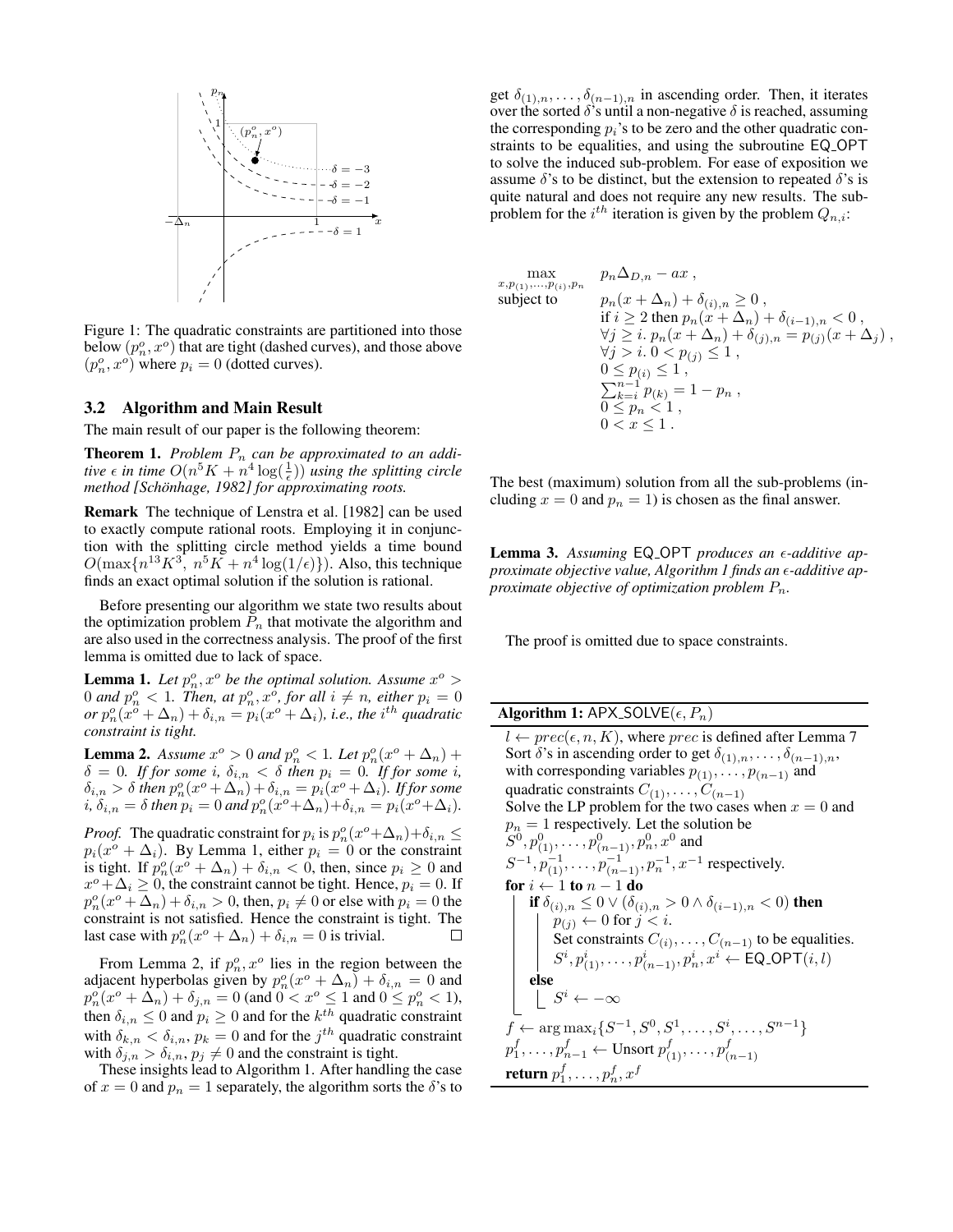Figure 1: The quadratic constraints are partitioned into those below $(p_n^o, x^o)$ that are tight (dashed curves), and those above $(p_n^o, x^o)$ where $p_i = 0$ (dotted curves).

### 3.2 Algorithm and Main Result

The main result of our paper is the following theorem:

**Theorem 1.** *Problem $P_n$ can be approximated to an additive $\epsilon$ in time $O(n^5 K + n^4 \log(\frac{1}{\epsilon}))$ using the splitting circle method [Schönhage, 1982] for approximating roots.*

**Remark** The technique of Lenstra et al. [1982] can be used to exactly compute rational roots. Employing it in conjunction with the splitting circle method yields a time bound $O(\max\{n^{13}K^3,\ n^5K + n^4\log(1/\epsilon)\})$. Also, this technique finds an exact optimal solution if the solution is rational.

Before presenting our algorithm we state two results about the optimization problem $P_n$ that motivate the algorithm and are also used in the correctness analysis. The proof of the first lemma is omitted due to lack of space.

**Lemma 1.** *Let $p_n^o, x^o$ be the optimal solution. Assume $x^o > 0$ and $p_n^o < 1$. Then, at $p_n^o, x^o$, for all $i \neq n$, either $p_i = 0$ or $p_n^o(x^o + \Delta_n) + \delta_{i,n} = p_i(x^o + \Delta_i)$, i.e., the $i^{th}$ quadratic constraint is tight.*

**Lemma 2.** *Assume $x^o > 0$ and $p_n^o < 1$. Let $p_n^o(x^o + \Delta_n) + \delta = 0$. If for some $i$, $\delta_{i,n} < \delta$ then $p_i = 0$. If for some $i$, $\delta_{i,n} > \delta$ then $p_n^o(x^o + \Delta_n) + \delta_{i,n} = p_i(x^o + \Delta_i)$. If for some $i$, $\delta_{i,n} = \delta$ then $p_i = 0$ and $p_n^o(x^o + \Delta_n) + \delta_{i,n} = p_i(x^o + \Delta_i)$.*

*Proof.* The quadratic constraint for $p_i$ is $p_n^o(x^o + \Delta_n) + \delta_{i,n} \leq p_i(x^o + \Delta_i)$. By Lemma 1, either $p_i = 0$ or the constraint is tight. If $p_n^o(x^o + \Delta_n) + \delta_{i,n} < 0$, then, since $p_i \geq 0$ and $x^o + \Delta_i \geq 0$, the constraint cannot be tight. Hence, $p_i = 0$. If $p_n^o(x^o + \Delta_n) + \delta_{i,n} > 0$, then, $p_i \neq 0$ or else with $p_i = 0$ the constraint is not satisfied. Hence the constraint is tight. The last case with $p_n^o(x^o + \Delta_n) + \delta_{i,n} = 0$ is trivial. □

From Lemma 2, if $p_n^o, x^o$ lies in the region between the adjacent hyperbolas given by $p_n^o(x^o + \Delta_n) + \delta_{i,n} = 0$ and $p_n^o(x^o + \Delta_n) + \delta_{j,n} = 0$ (and $0 < x^o \leq 1$ and $0 \leq p_n^o < 1$), then $\delta_{i,n} \leq 0$ and $p_i \geq 0$ and for the $k^{th}$ quadratic constraint with $\delta_{k,n} < \delta_{i,n}$, $p_k = 0$ and for the $j^{th}$ quadratic constraint with $\delta_{j,n} > \delta_{i,n}$, $p_j \neq 0$ and the constraint is tight.

These insights lead to Algorithm 1. After handling the case of $x = 0$ and $p_n = 1$ separately, the algorithm sorts the $\delta$'s to get $\delta_{(1),n}, \ldots, \delta_{(n-1),n}$ in ascending order. Then, it iterates over the sorted $\delta$'s until a non-negative $\delta$ is reached, assuming the corresponding $p_i$'s to be zero and the other quadratic constraints to be equalities, and using the subroutine EQ_OPT to solve the induced sub-problem. For ease of exposition we assume $\delta$'s to be distinct, but the extension to repeated $\delta$'s is quite natural and does not require any new results. The sub-problem for the $i^{th}$ iteration is given by the problem $Q_{n,i}$:

$$
\begin{array}{ll}
\max\limits_{x, p_{(1)}, \ldots, p_{(i)}, p_n} & p_n \Delta_{D,n} - ax \,, \\
\text{subject to} & p_n(x + \Delta_n) + \delta_{(i),n} \geq 0 \,, \\
& \text{if } i \geq 2 \text{ then } p_n(x + \Delta_n) + \delta_{(i-1),n} < 0 \,, \\
& \forall j \geq i.\ p_n(x + \Delta_n) + \delta_{(j),n} = p_{(j)}(x + \Delta_j) \,, \\
& \forall j > i.\ 0 < p_{(j)} \leq 1 \,, \\
& 0 \leq p_{(i)} \leq 1 \,, \\
& \sum_{k=i}^{n-1} p_{(k)} = 1 - p_n \,, \\
& 0 \leq p_n < 1 \,, \\
& 0 < x \leq 1 \,.
\end{array}
$$

The best (maximum) solution from all the sub-problems (including $x = 0$ and $p_n = 1$) is chosen as the final answer.

**Lemma 3.** *Assuming EQ_OPT produces an $\epsilon$-additive approximate objective value, Algorithm 1 finds an $\epsilon$-additive approximate objective of optimization problem $P_n$.*

The proof is omitted due to space constraints.

**Algorithm 1:** APX_SOLVE($\epsilon, P_n$)

```
l ← prec(ε, n, K), where prec is defined after Lemma 7
Sort δ's in ascending order to get δ_(1),n, ..., δ_(n-1),n,
  with corresponding variables p_(1), ..., p_(n-1) and
  quadratic constraints C_(1), ..., C_(n-1)
Solve the LP problem for the two cases when x = 0 and
  p_n = 1 respectively. Let the solution be
  S^0, p^0_(1), ..., p^0_(n-1), p^0_n, x^0 and
  S^-1, p^-1_(1), ..., p^-1_(n-1), p^-1_n, x^-1 respectively.
for i ← 1 to n − 1 do
    if δ_(i),n ≤ 0 ∨ (δ_(i),n > 0 ∧ δ_(i-1),n < 0) then
        p_(j) ← 0 for j < i.
        Set constraints C_(i), ..., C_(n-1) to be equalities.
        S^i, p^i_(1), ..., p^i_(n-1), p^i_n, x^i ← EQ_OPT(i, l)
    else
        S^i ← −∞
f ← arg max_i {S^-1, S^0, S^1, ..., S^i, ..., S^(n-1)}
p^f_1, ..., p^f_(n-1) ← Unsort p^f_(1), ..., p^f_(n-1)
return p^f_1, ..., p^f_n, x^f
```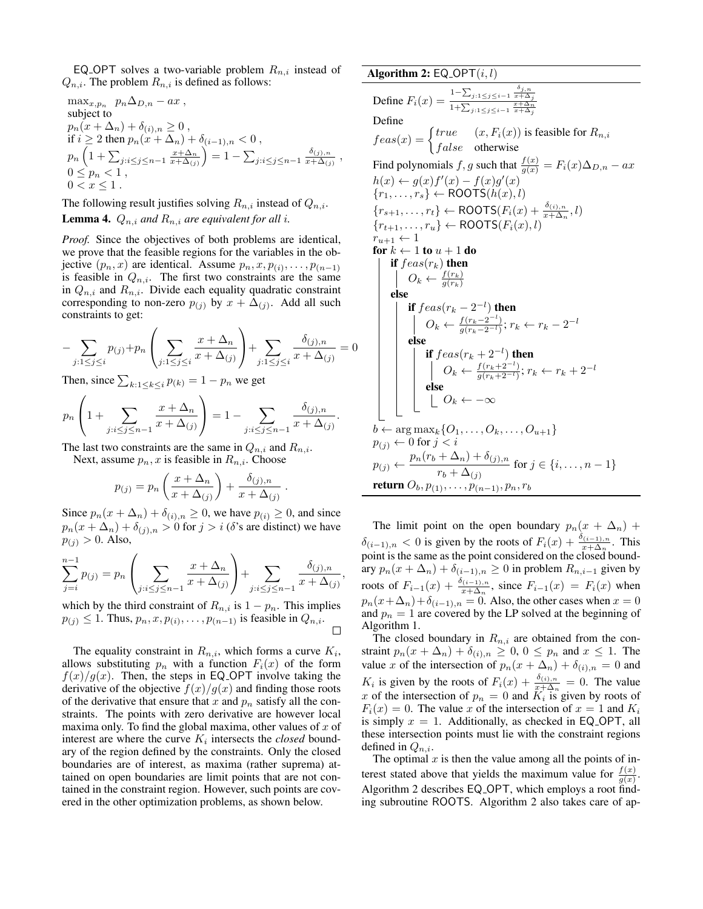EQ_OPT solves a two-variable problem $R_{n,i}$ instead of $Q_{n,i}$. The problem $R_{n,i}$ is defined as follows:

$\max_{x,p_n} \; p_n \Delta_{D,n} - ax$ ,
subject to
$p_n(x + \Delta_n) + \delta_{(i),n} \geq 0$ ,
if $i \geq 2$ then $p_n(x + \Delta_n) + \delta_{(i-1),n} < 0$ ,
$p_n \left(1 + \sum_{j:i \leq j \leq n-1} \frac{x+\Delta_n}{x+\Delta_{(j)}}\right) = 1 - \sum_{j:i \leq j \leq n-1} \frac{\delta_{(j),n}}{x+\Delta_{(j)}}$ ,
$0 \leq p_n < 1$ ,
$0 < x \leq 1$ .

The following result justifies solving $R_{n,i}$ instead of $Q_{n,i}$.

**Lemma 4.** *$Q_{n,i}$ and $R_{n,i}$ are equivalent for all $i$.*

*Proof.* Since the objectives of both problems are identical, we prove that the feasible regions for the variables in the objective $(p_n, x)$ are identical. Assume $p_n, x, p_{(i)}, \ldots, p_{(n-1)}$ is feasible in $Q_{n,i}$. The first two constraints are the same in $Q_{n,i}$ and $R_{n,i}$. Divide each equality quadratic constraint corresponding to non-zero $p_{(j)}$ by $x + \Delta_{(j)}$. Add all such constraints to get:

$$-\sum_{j:1 \leq j \leq i} p_{(j)} + p_n \left(\sum_{j:1 \leq j \leq i} \frac{x + \Delta_n}{x + \Delta_{(j)}}\right) + \sum_{j:1 \leq j \leq i} \frac{\delta_{(j),n}}{x + \Delta_{(j)}} = 0$$

Then, since $\sum_{k:1 \leq k \leq i} p_{(k)} = 1 - p_n$ we get

$$p_n \left(1 + \sum_{j:i \leq j \leq n-1} \frac{x + \Delta_n}{x + \Delta_{(j)}}\right) = 1 - \sum_{j:i \leq j \leq n-1} \frac{\delta_{(j),n}}{x + \Delta_{(j)}}.$$

The last two constraints are the same in $Q_{n,i}$ and $R_{n,i}$.

Next, assume $p_n, x$ is feasible in $R_{n,i}$. Choose

$$p_{(j)} = p_n \left(\frac{x + \Delta_n}{x + \Delta_{(j)}}\right) + \frac{\delta_{(j),n}}{x + \Delta_{(j)}} .$$

Since $p_n(x + \Delta_n) + \delta_{(i),n} \geq 0$, we have $p_{(i)} \geq 0$, and since $p_n(x + \Delta_n) + \delta_{(j),n} > 0$ for $j > i$ ($\delta$'s are distinct) we have $p_{(j)} > 0$. Also,

$$\sum_{j=i}^{n-1} p_{(j)} = p_n \left(\sum_{j:i \leq j \leq n-1} \frac{x + \Delta_n}{x + \Delta_{(j)}}\right) + \sum_{j:i \leq j \leq n-1} \frac{\delta_{(j),n}}{x + \Delta_{(j)}},$$

which by the third constraint of $R_{n,i}$ is $1 - p_n$. This implies $p_{(j)} \leq 1$. Thus, $p_n, x, p_{(i)}, \ldots, p_{(n-1)}$ is feasible in $Q_{n,i}$. □

The equality constraint in $R_{n,i}$, which forms a curve $K_i$, allows substituting $p_n$ with a function $F_i(x)$ of the form $f(x)/g(x)$. Then, the steps in EQ_OPT involve taking the derivative of the objective $f(x)/g(x)$ and finding those roots of the derivative that ensure that $x$ and $p_n$ satisfy all the constraints. The points with zero derivative are however local maxima only. To find the global maxima, other values of $x$ of interest are where the curve $K_i$ intersects the *closed* boundary of the region defined by the constraints. Only the closed boundaries are of interest, as maxima (rather suprema) attained on open boundaries are limit points that are not contained in the constraint region. However, such points are covered in the other optimization problems, as shown below.

**Algorithm 2:** EQ_OPT$(i, l)$

Define $F_i(x) = \frac{1 - \sum_{j:1 \leq j \leq i-1} \frac{\delta_{j,n}}{x+\Delta_j}}{1 + \sum_{j:1 \leq j \leq i-1} \frac{x+\Delta_n}{x+\Delta_j}}$

Define

$feas(x) = \begin{cases} true & (x, F_i(x)) \text{ is feasible for } R_{n,i} \\ false & \text{otherwise} \end{cases}$

Find polynomials $f, g$ such that $\frac{f(x)}{g(x)} = F_i(x)\Delta_{D,n} - ax$
$h(x) \leftarrow g(x)f'(x) - f(x)g'(x)$
$\{r_1, \ldots, r_s\} \leftarrow$ ROOTS$(h(x), l)$
$\{r_{s+1}, \ldots, r_t\} \leftarrow$ ROOTS$(F_i(x) + \frac{\delta_{(i),n}}{x+\Delta_n}, l)$
$\{r_{t+1}, \ldots, r_u\} \leftarrow$ ROOTS$(F_i(x), l)$
$r_{u+1} \leftarrow 1$
**for** $k \leftarrow 1$ **to** $u + 1$ **do**
  **if** $feas(r_k)$ **then**
    $O_k \leftarrow \frac{f(r_k)}{g(r_k)}$
  **else**
    **if** $feas(r_k - 2^{-l})$ **then**
      $O_k \leftarrow \frac{f(r_k - 2^{-l})}{g(r_k - 2^{-l})}$; $r_k \leftarrow r_k - 2^{-l}$
    **else**
      **if** $feas(r_k + 2^{-l})$ **then**
        $O_k \leftarrow \frac{f(r_k + 2^{-l})}{g(r_k + 2^{-l})}$; $r_k \leftarrow r_k + 2^{-l}$
      **else**
        $O_k \leftarrow -\infty$
$b \leftarrow \arg\max_k \{O_1, \ldots, O_k, \ldots, O_{u+1}\}$
$p_{(j)} \leftarrow 0$ for $j < i$
$p_{(j)} \leftarrow \frac{p_n(r_b + \Delta_n) + \delta_{(j),n}}{r_b + \Delta_{(j)}}$ for $j \in \{i, \ldots, n-1\}$
**return** $O_b, p_{(1)}, \ldots, p_{(n-1)}, p_n, r_b$

The limit point on the open boundary $p_n(x + \Delta_n) + \delta_{(i-1),n} < 0$ is given by the roots of $F_i(x) + \frac{\delta_{(i-1),n}}{x+\Delta_n}$. This point is the same as the point considered on the closed boundary $p_n(x + \Delta_n) + \delta_{(i-1),n} \geq 0$ in problem $R_{n,i-1}$ given by roots of $F_{i-1}(x) + \frac{\delta_{(i-1),n}}{x+\Delta_n}$, since $F_{i-1}(x) = F_i(x)$ when $p_n(x+\Delta_n)+\delta_{(i-1),n} = 0$. Also, the other cases when $x = 0$ and $p_n = 1$ are covered by the LP solved at the beginning of Algorithm 1.

The closed boundary in $R_{n,i}$ are obtained from the constraint $p_n(x + \Delta_n) + \delta_{(i),n} \geq 0$, $0 \leq p_n$ and $x \leq 1$. The value $x$ of the intersection of $p_n(x + \Delta_n) + \delta_{(i),n} = 0$ and $K_i$ is given by the roots of $F_i(x) + \frac{\delta_{(i),n}}{x+\Delta_n} = 0$. The value $x$ of the intersection of $p_n = 0$ and $K_i$ is given by roots of $F_i(x) = 0$. The value $x$ of the intersection of $x = 1$ and $K_i$ is simply $x = 1$. Additionally, as checked in EQ_OPT, all these intersection points must lie with the constraint regions defined in $Q_{n,i}$.

The optimal $x$ is then the value among all the points of interest stated above that yields the maximum value for $\frac{f(x)}{g(x)}$. Algorithm 2 describes EQ_OPT, which employs a root finding subroutine ROOTS. Algorithm 2 also takes care of ap-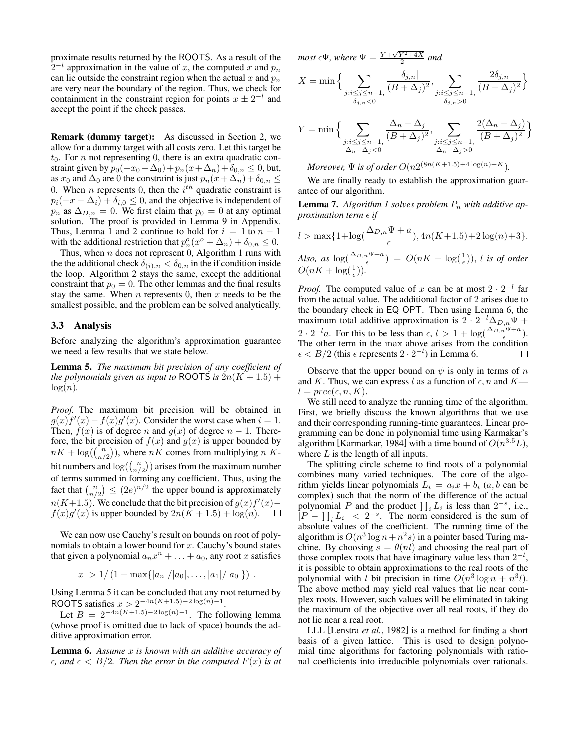proximate results returned by the ROOTS. As a result of the $2^{-l}$ approximation in the value of $x$, the computed $x$ and $p_n$ can lie outside the constraint region when the actual $x$ and $p_n$ are very near the boundary of the region. Thus, we check for containment in the constraint region for points $x \pm 2^{-l}$ and accept the point if the check passes.

**Remark (dummy target):** As discussed in Section 2, we allow for a dummy target with all costs zero. Let this target be $t_0$. For $n$ not representing 0, there is an extra quadratic constraint given by $p_0(-x_0 - \Delta_0) + p_n(x + \Delta_n) + \delta_{0,n} \leq 0$, but, as $x_0$ and $\Delta_0$ are 0 the constraint is just $p_n(x + \Delta_n) + \delta_{0,n} \leq 0$. When $n$ represents 0, then the $i^{th}$ quadratic constraint is $p_i(-x - \Delta_i) + \delta_{i,0} \leq 0$, and the objective is independent of $p_n$ as $\Delta_{D,n} = 0$. We first claim that $p_0 = 0$ at any optimal solution. The proof is provided in Lemma 9 in Appendix. Thus, Lemma 1 and 2 continue to hold for $i = 1$ to $n-1$ with the additional restriction that $p_n^o(x^o + \Delta_n) + \delta_{0,n} \leq 0$.

Thus, when $n$ does not represent 0, Algorithm 1 runs with the the additional check $\delta_{(i),n} < \delta_{0,n}$ in the if condition inside the loop. Algorithm 2 stays the same, except the additional constraint that $p_0 = 0$. The other lemmas and the final results stay the same. When $n$ represents 0, then $x$ needs to be the smallest possible, and the problem can be solved analytically.

### 3.3 Analysis

Before analyzing the algorithm's approximation guarantee we need a few results that we state below.

**Lemma 5.** *The maximum bit precision of any coefficient of the polynomials given as input to* ROOTS *is* $2n(K + 1.5) + \log(n)$.

*Proof.* The maximum bit precision will be obtained in $g(x)f'(x) - f(x)g'(x)$. Consider the worst case when $i = 1$. Then, $f(x)$ is of degree $n$ and $g(x)$ of degree $n-1$. Therefore, the bit precision of $f(x)$ and $g(x)$ is upper bounded by $nK + \log(\binom{n}{n/2})$, where $nK$ comes from multiplying $n$ $K$-bit numbers and $\log(\binom{n}{n/2})$ arises from the maximum number of terms summed in forming any coefficient. Thus, using the fact that $\binom{n}{n/2} \leq (2e)^{n/2}$ the upper bound is approximately $n(K+1.5)$. We conclude that the bit precision of $g(x)f'(x) - f(x)g'(x)$ is upper bounded by $2n(K + 1.5) + \log(n)$. □

We can now use Cauchy's result on bounds on root of polynomials to obtain a lower bound for $x$. Cauchy's bound states that given a polynomial $a_n x^n + \ldots + a_0$, any root $x$ satisfies

$$|x| > 1/\left(1 + \max\{|a_n|/|a_0|, \ldots, |a_1|/|a_0|\}\right) .$$

Using Lemma 5 it can be concluded that any root returned by ROOTS satisfies $x > 2^{-4n(K+1.5)-2\log(n)-1}$.

Let $B = 2^{-4n(K+1.5)-2\log(n)-1}$. The following lemma (whose proof is omitted due to lack of space) bounds the additive approximation error.

**Lemma 6.** *Assume $x$ is known with an additive accuracy of $\epsilon$, and $\epsilon < B/2$. Then the error in the computed $F(x)$ is at most $\epsilon\Psi$, where $\Psi = \frac{Y + \sqrt{Y^2 + 4X}}{2}$ and*

$$X = \min\Big\{ \sum_{\substack{j: i \leq j \leq n-1, \\ \delta_{j,n} < 0}} \frac{|\delta_{j,n}|}{(B + \Delta_j)^2}, \sum_{\substack{j: i \leq j \leq n-1, \\ \delta_{j,n} > 0}} \frac{2\delta_{j,n}}{(B + \Delta_j)^2} \Big\}$$

$$Y = \min\Big\{ \sum_{\substack{j: i \leq j \leq n-1, \\ \Delta_n - \Delta_j < 0}} \frac{|\Delta_n - \Delta_j|}{(B + \Delta_j)^2}, \sum_{\substack{j: i \leq j \leq n-1, \\ \Delta_n - \Delta_j > 0}} \frac{2(\Delta_n - \Delta_j)}{(B + \Delta_j)^2} \Big\}$$

*Moreover, $\Psi$ is of order $O(n2^{(8n(K+1.5)+4\log(n)+K})$.*

We are finally ready to establish the approximation guarantee of our algorithm.

**Lemma 7.** *Algorithm 1 solves problem $P_n$ with additive approximation term $\epsilon$ if*

$$l > \max\{1 + \log(\frac{\Delta_{D,n}\Psi + a}{\epsilon}), 4n(K+1.5) + 2\log(n) + 3\}.$$

*Also, as $\log(\frac{\Delta_{D,n}\Psi + a}{\epsilon}) = O(nK + \log(\frac{1}{\epsilon}))$, $l$ is of order $O(nK + \log(\frac{1}{\epsilon}))$.*

*Proof.* The computed value of $x$ can be at most $2 \cdot 2^{-l}$ far from the actual value. The additional factor of 2 arises due to the boundary check in EQ_OPT. Then using Lemma 6, the maximum total additive approximation is $2 \cdot 2^{-l}\Delta_{D,n}\Psi + 2 \cdot 2^{-l}a$. For this to be less than $\epsilon$, $l > 1 + \log(\frac{\Delta_{D,n}\Psi + a}{\epsilon})$. The other term in the $\max$ above arises from the condition $\epsilon < B/2$ (this $\epsilon$ represents $2 \cdot 2^{-l}$) in Lemma 6. □

Observe that the upper bound on $\psi$ is only in terms of $n$ and $K$. Thus, we can express $l$ as a function of $\epsilon$, $n$ and $K$—$l = prec(\epsilon, n, K)$.

We still need to analyze the running time of the algorithm. First, we briefly discuss the known algorithms that we use and their corresponding running-time guarantees. Linear programming can be done in polynomial time using Karmakar's algorithm [Karmarkar, 1984] with a time bound of $O(n^{3.5}L)$, where $L$ is the length of all inputs.

The splitting circle scheme to find roots of a polynomial combines many varied techniques. The core of the algorithm yields linear polynomials $L_i = a_i x + b_i$ ($a, b$ can be complex) such that the norm of the difference of the actual polynomial $P$ and the product $\prod_i L_i$ is less than $2^{-s}$, i.e., $|P - \prod_i L_i| < 2^{-s}$. The norm considered is the sum of absolute values of the coefficient. The running time of the algorithm is $O(n^3 \log n + n^2 s)$ in a pointer based Turing machine. By choosing $s = \theta(nl)$ and choosing the real part of those complex roots that have imaginary value less than $2^{-l}$, it is possible to obtain approximations to the real roots of the polynomial with $l$ bit precision in time $O(n^3 \log n + n^3 l)$. The above method may yield real values that lie near complex roots. However, such values will be eliminated in taking the maximum of the objective over all real roots, if they do not lie near a real root.

LLL [Lenstra *et al.*, 1982] is a method for finding a short basis of a given lattice. This is used to design polynomial time algorithms for factoring polynomials with rational coefficients into irreducible polynomials over rationals.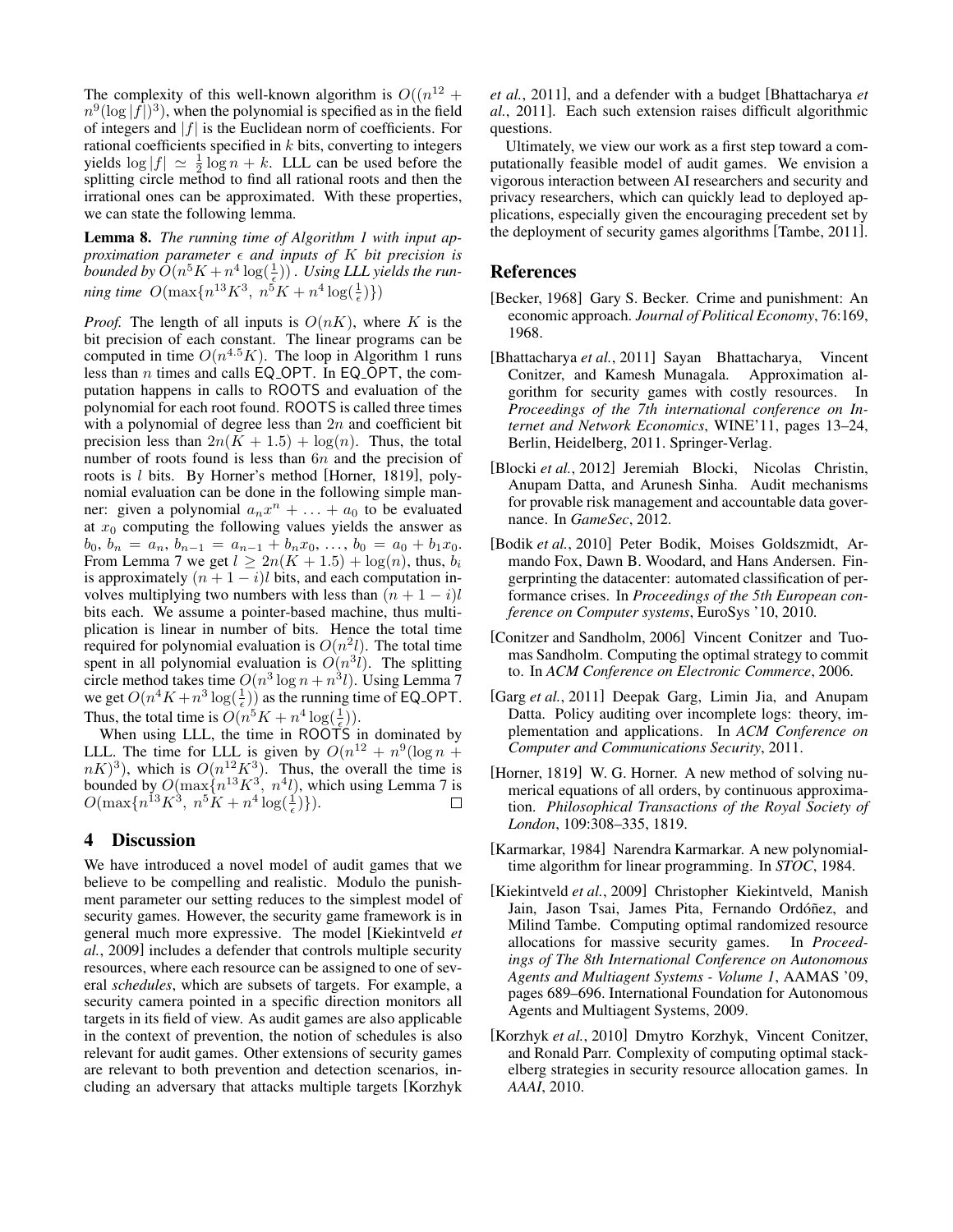The complexity of this well-known algorithm is $O((n^{12} + n^9(\log|f|)^3)$, when the polynomial is specified as in the field of integers and $|f|$ is the Euclidean norm of coefficients. For rational coefficients specified in $k$ bits, converting to integers yields $\log|f| \simeq \frac{1}{2}\log n + k$. LLL can be used before the splitting circle method to find all rational roots and then the irrational ones can be approximated. With these properties, we can state the following lemma.

**Lemma 8.** *The running time of Algorithm 1 with input approximation parameter $\epsilon$ and inputs of $K$ bit precision is bounded by $O(n^5K + n^4\log(\frac{1}{\epsilon}))$. Using LLL yields the running time $O(\max\{n^{13}K^3,\ n^5K + n^4\log(\frac{1}{\epsilon})\})$*

*Proof.* The length of all inputs is $O(nK)$, where $K$ is the bit precision of each constant. The linear programs can be computed in time $O(n^{4.5}K)$. The loop in Algorithm 1 runs less than $n$ times and calls EQ_OPT. In EQ_OPT, the computation happens in calls to ROOTS and evaluation of the polynomial for each root found. ROOTS is called three times with a polynomial of degree less than $2n$ and coefficient bit precision less than $2n(K + 1.5) + \log(n)$. Thus, the total number of roots found is less than $6n$ and the precision of roots is $l$ bits. By Horner's method [Horner, 1819], polynomial evaluation can be done in the following simple manner: given a polynomial $a_nx^n + \ldots + a_0$ to be evaluated at $x_0$ computing the following values yields the answer as $b_0$, $b_n = a_n$, $b_{n-1} = a_{n-1} + b_nx_0, \ldots, b_0 = a_0 + b_1x_0$. From Lemma 7 we get $l \geq 2n(K + 1.5) + \log(n)$, thus, $b_i$ is approximately $(n + 1 - i)l$ bits, and each computation involves multiplying two numbers with less than $(n + 1 - i)l$ bits each. We assume a pointer-based machine, thus multiplication is linear in number of bits. Hence the total time required for polynomial evaluation is $O(n^2l)$. The total time spent in all polynomial evaluation is $O(n^3l)$. The splitting circle method takes time $O(n^3\log n + n^3l)$. Using Lemma 7 we get $O(n^4K + n^3\log(\frac{1}{\epsilon}))$ as the running time of EQ_OPT. Thus, the total time is $O(n^5K + n^4\log(\frac{1}{\epsilon}))$.

When using LLL, the time in ROOTS in dominated by LLL. The time for LLL is given by $O(n^{12} + n^9(\log n + nK)^3)$, which is $O(n^{12}K^3)$. Thus, the overall the time is bounded by $O(\max\{n^{13}K^3,\ n^4l)$, which using Lemma 7 is $O(\max\{n^{13}K^3,\ n^5K + n^4\log(\frac{1}{\epsilon})\})$. □

## 4 Discussion

We have introduced a novel model of audit games that we believe to be compelling and realistic. Modulo the punishment parameter our setting reduces to the simplest model of security games. However, the security game framework is in general much more expressive. The model [Kiekintveld *et al.*, 2009] includes a defender that controls multiple security resources, where each resource can be assigned to one of several *schedules*, which are subsets of targets. For example, a security camera pointed in a specific direction monitors all targets in its field of view. As audit games are also applicable in the context of prevention, the notion of schedules is also relevant for audit games. Other extensions of security games are relevant to both prevention and detection scenarios, including an adversary that attacks multiple targets [Korzhyk *et al.*, 2011], and a defender with a budget [Bhattacharya *et al.*, 2011]. Each such extension raises difficult algorithmic questions.

Ultimately, we view our work as a first step toward a computationally feasible model of audit games. We envision a vigorous interaction between AI researchers and security and privacy researchers, which can quickly lead to deployed applications, especially given the encouraging precedent set by the deployment of security games algorithms [Tambe, 2011].

## References

[Becker, 1968] Gary S. Becker. Crime and punishment: An economic approach. *Journal of Political Economy*, 76:169, 1968.

[Bhattacharya *et al.*, 2011] Sayan Bhattacharya, Vincent Conitzer, and Kamesh Munagala. Approximation algorithm for security games with costly resources. In *Proceedings of the 7th international conference on Internet and Network Economics*, WINE'11, pages 13–24, Berlin, Heidelberg, 2011. Springer-Verlag.

[Blocki *et al.*, 2012] Jeremiah Blocki, Nicolas Christin, Anupam Datta, and Arunesh Sinha. Audit mechanisms for provable risk management and accountable data governance. In *GameSec*, 2012.

[Bodik *et al.*, 2010] Peter Bodik, Moises Goldszmidt, Armando Fox, Dawn B. Woodard, and Hans Andersen. Fingerprinting the datacenter: automated classification of performance crises. In *Proceedings of the 5th European conference on Computer systems*, EuroSys '10, 2010.

[Conitzer and Sandholm, 2006] Vincent Conitzer and Tuomas Sandholm. Computing the optimal strategy to commit to. In *ACM Conference on Electronic Commerce*, 2006.

[Garg *et al.*, 2011] Deepak Garg, Limin Jia, and Anupam Datta. Policy auditing over incomplete logs: theory, implementation and applications. In *ACM Conference on Computer and Communications Security*, 2011.

[Horner, 1819] W. G. Horner. A new method of solving numerical equations of all orders, by continuous approximation. *Philosophical Transactions of the Royal Society of London*, 109:308–335, 1819.

[Karmarkar, 1984] Narendra Karmarkar. A new polynomial-time algorithm for linear programming. In *STOC*, 1984.

[Kiekintveld *et al.*, 2009] Christopher Kiekintveld, Manish Jain, Jason Tsai, James Pita, Fernando Ordóñez, and Milind Tambe. Computing optimal randomized resource allocations for massive security games. In *Proceedings of The 8th International Conference on Autonomous Agents and Multiagent Systems - Volume 1*, AAMAS '09, pages 689–696. International Foundation for Autonomous Agents and Multiagent Systems, 2009.

[Korzhyk *et al.*, 2010] Dmytro Korzhyk, Vincent Conitzer, and Ronald Parr. Complexity of computing optimal stackelberg strategies in security resource allocation games. In *AAAI*, 2010.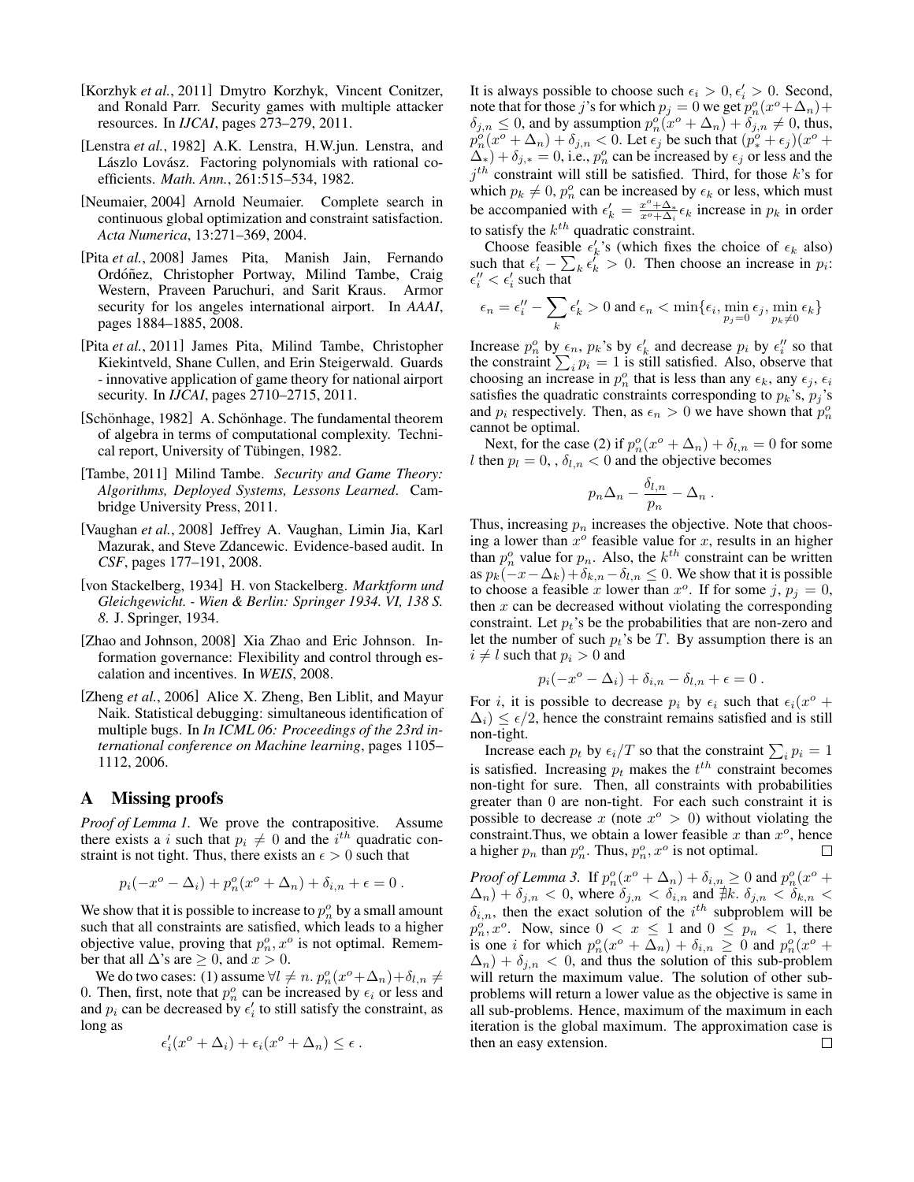[Korzhyk *et al.*, 2011] Dmytro Korzhyk, Vincent Conitzer, and Ronald Parr. Security games with multiple attacker resources. In *IJCAI*, pages 273–279, 2011.

[Lenstra *et al.*, 1982] A.K. Lenstra, H.W.jun. Lenstra, and Lászlo Lovász. Factoring polynomials with rational coefficients. *Math. Ann.*, 261:515–534, 1982.

[Neumaier, 2004] Arnold Neumaier. Complete search in continuous global optimization and constraint satisfaction. *Acta Numerica*, 13:271–369, 2004.

[Pita *et al.*, 2008] James Pita, Manish Jain, Fernando Ordóñez, Christopher Portway, Milind Tambe, Craig Western, Praveen Paruchuri, and Sarit Kraus. Armor security for los angeles international airport. In *AAAI*, pages 1884–1885, 2008.

[Pita *et al.*, 2011] James Pita, Milind Tambe, Christopher Kiekintveld, Shane Cullen, and Erin Steigerwald. Guards - innovative application of game theory for national airport security. In *IJCAI*, pages 2710–2715, 2011.

[Schönhage, 1982] A. Schönhage. The fundamental theorem of algebra in terms of computational complexity. Technical report, University of Tübingen, 1982.

[Tambe, 2011] Milind Tambe. *Security and Game Theory: Algorithms, Deployed Systems, Lessons Learned*. Cambridge University Press, 2011.

[Vaughan *et al.*, 2008] Jeffrey A. Vaughan, Limin Jia, Karl Mazurak, and Steve Zdancewic. Evidence-based audit. In *CSF*, pages 177–191, 2008.

[von Stackelberg, 1934] H. von Stackelberg. *Marktform und Gleichgewicht. - Wien & Berlin: Springer 1934. VI, 138 S. 8.* J. Springer, 1934.

[Zhao and Johnson, 2008] Xia Zhao and Eric Johnson. Information governance: Flexibility and control through escalation and incentives. In *WEIS*, 2008.

[Zheng *et al.*, 2006] Alice X. Zheng, Ben Liblit, and Mayur Naik. Statistical debugging: simultaneous identification of multiple bugs. In *In ICML 06: Proceedings of the 23rd international conference on Machine learning*, pages 1105–1112, 2006.

# A Missing proofs

*Proof of Lemma 1.* We prove the contrapositive. Assume there exists a $i$ such that $p_i \neq 0$ and the $i^{th}$ quadratic constraint is not tight. Thus, there exists an $\epsilon > 0$ such that

$$p_i(-x^o - \Delta_i) + p_n^o(x^o + \Delta_n) + \delta_{i,n} + \epsilon = 0 \ .$$

We show that it is possible to increase to $p_n^o$ by a small amount such that all constraints are satisfied, which leads to a higher objective value, proving that $p_n^o, x^o$ is not optimal. Remember that all $\Delta$'s are $\geq 0$, and $x > 0$.

We do two cases: (1) assume $\forall l \neq n. \, p_n^o(x^o+\Delta_n)+\delta_{l,n} \neq 0$. Then, first, note that $p_n^o$ can be increased by $\epsilon_i$ or less and and $p_i$ can be decreased by $\epsilon_i'$ to still satisfy the constraint, as long as

$$\epsilon_i'(x^o + \Delta_i) + \epsilon_i(x^o + \Delta_n) \leq \epsilon \ .$$

It is always possible to choose such $\epsilon_i > 0, \epsilon_i' > 0$. Second, note that for those $j$'s for which $p_j = 0$ we get $p_n^o(x^o+\Delta_n)+\delta_{j,n} \leq 0$, and by assumption $p_n^o(x^o + \Delta_n) + \delta_{j,n} \neq 0$, thus, $p_n^o(x^o + \Delta_n) + \delta_{j,n} < 0$. Let $\epsilon_j$ be such that $(p_*^o + \epsilon_j)(x^o + \Delta_*) + \delta_{j,*} = 0$, i.e., $p_n^o$ can be increased by $\epsilon_j$ or less and the $j^{th}$ constraint will still be satisfied. Third, for those $k$'s for which $p_k \neq 0$, $p_n^o$ can be increased by $\epsilon_k$ or less, which must be accompanied with $\epsilon_k' = \frac{x^o+\Delta_*}{x^o+\Delta_i}\epsilon_k$ increase in $p_k$ in order to satisfy the $k^{th}$ quadratic constraint.

Choose feasible $\epsilon_k'$'s (which fixes the choice of $\epsilon_k$ also) such that $\epsilon_i' - \sum_k \epsilon_k' > 0$. Then choose an increase in $p_i$: $\epsilon_i'' < \epsilon_i'$ such that

$$\epsilon_n = \epsilon_i'' - \sum_k \epsilon_k' > 0 \text{ and } \epsilon_n < \min\{\epsilon_i, \min_{p_j=0} \epsilon_j, \min_{p_k \neq 0} \epsilon_k\}$$

Increase $p_n^o$ by $\epsilon_n$, $p_k$'s by $\epsilon_k'$ and decrease $p_i$ by $\epsilon_i''$ so that the constraint $\sum_i p_i = 1$ is still satisfied. Also, observe that choosing an increase in $p_n^o$ that is less than any $\epsilon_k$, any $\epsilon_j$, $\epsilon_i$ satisfies the quadratic constraints corresponding to $p_k$'s, $p_j$'s and $p_i$ respectively. Then, as $\epsilon_n > 0$ we have shown that $p_n^o$ cannot be optimal.

Next, for the case (2) if $p_n^o(x^o + \Delta_n) + \delta_{l,n} = 0$ for some $l$ then $p_l = 0$, , $\delta_{l,n} < 0$ and the objective becomes

$$p_n \Delta_n - \frac{\delta_{l,n}}{p_n} - \Delta_n \ .$$

Thus, increasing $p_n$ increases the objective. Note that choosing a lower than $x^o$ feasible value for $x$, results in an higher than $p_n^o$ value for $p_n$. Also, the $k^{th}$ constraint can be written as $p_k(-x - \Delta_k) + \delta_{k,n} - \delta_{l,n} \leq 0$. We show that it is possible to choose a feasible $x$ lower than $x^o$. If for some $j$, $p_j = 0$, then $x$ can be decreased without violating the corresponding constraint. Let $p_t$'s be the probabilities that are non-zero and let the number of such $p_t$'s be $T$. By assumption there is an $i \neq l$ such that $p_i > 0$ and

$$p_i(-x^o - \Delta_i) + \delta_{i,n} - \delta_{l,n} + \epsilon = 0 \ .$$

For $i$, it is possible to decrease $p_i$ by $\epsilon_i$ such that $\epsilon_i(x^o + \Delta_i) \leq \epsilon/2$, hence the constraint remains satisfied and is still non-tight.

Increase each $p_t$ by $\epsilon_i/T$ so that the constraint $\sum_i p_i = 1$ is satisfied. Increasing $p_t$ makes the $t^{th}$ constraint becomes non-tight for sure. Then, all constraints with probabilities greater than 0 are non-tight. For each such constraint it is possible to decrease $x$ (note $x^o > 0$) without violating the constraint.Thus, we obtain a lower feasible $x$ than $x^o$, hence a higher $p_n$ than $p_n^o$. Thus, $p_n^o, x^o$ is not optimal. ☐

*Proof of Lemma 3.* If $p_n^o(x^o + \Delta_n) + \delta_{i,n} \geq 0$ and $p_n^o(x^o + \Delta_n) + \delta_{j,n} < 0$, where $\delta_{j,n} < \delta_{i,n}$ and $\nexists k. \, \delta_{j,n} < \delta_{k,n} < \delta_{i,n}$, then the exact solution of the $i^{th}$ subproblem will be $p_n^o, x^o$. Now, since $0 < x \leq 1$ and $0 \leq p_n < 1$, there is one $i$ for which $p_n^o(x^o + \Delta_n) + \delta_{i,n} \geq 0$ and $p_n^o(x^o + \Delta_n) + \delta_{j,n} < 0$, and thus the solution of this sub-problem will return the maximum value. The solution of other subproblems will return a lower value as the objective is same in all sub-problems. Hence, maximum of the maximum in each iteration is the global maximum. The approximation case is then an easy extension. ☐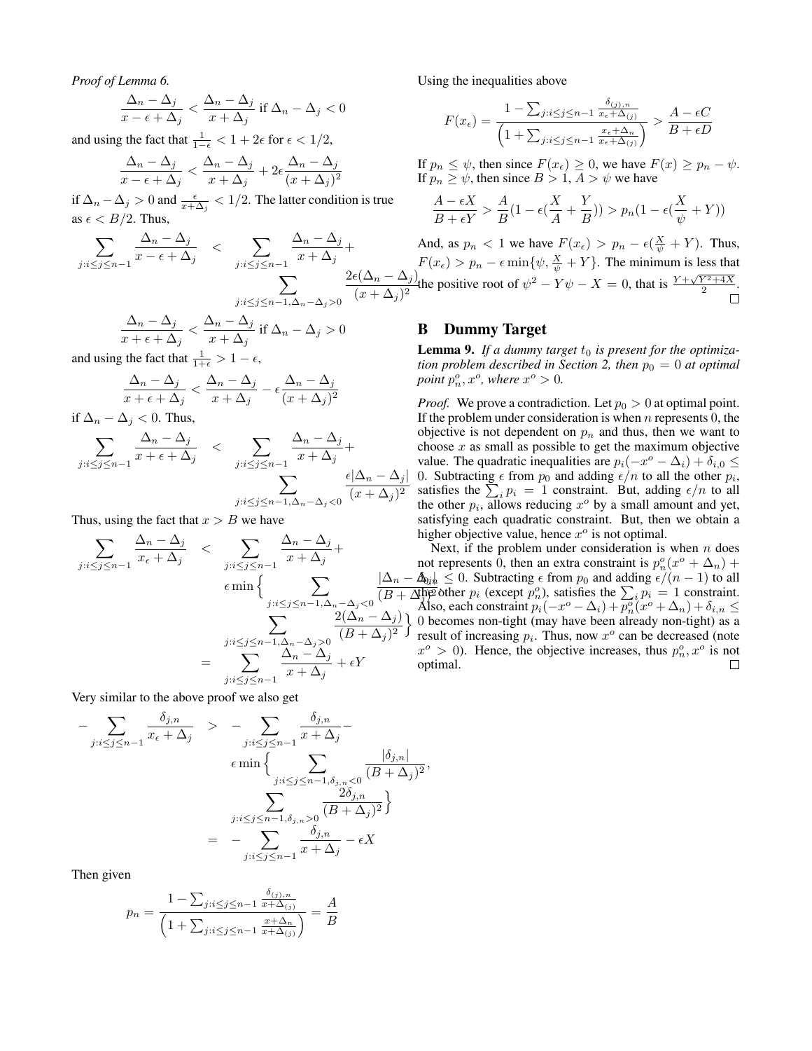*Proof of Lemma 6.*

$$\frac{\Delta_n - \Delta_j}{x - \epsilon + \Delta_j} < \frac{\Delta_n - \Delta_j}{x + \Delta_j} \text{ if } \Delta_n - \Delta_j < 0$$

and using the fact that $\frac{1}{1-\epsilon} < 1 + 2\epsilon$ for $\epsilon < 1/2$,

$$\frac{\Delta_n - \Delta_j}{x - \epsilon + \Delta_j} < \frac{\Delta_n - \Delta_j}{x + \Delta_j} + 2\epsilon\frac{\Delta_n - \Delta_j}{(x + \Delta_j)^2}$$

if $\Delta_n - \Delta_j > 0$ and $\frac{\epsilon}{x+\Delta_j} < 1/2$. The latter condition is true as $\epsilon < B/2$. Thus,

$$\sum_{j:i\leq j\leq n-1} \frac{\Delta_n - \Delta_j}{x - \epsilon + \Delta_j} < \sum_{j:i\leq j\leq n-1} \frac{\Delta_n - \Delta_j}{x + \Delta_j} + \sum_{j:i\leq j\leq n-1, \Delta_n - \Delta_j > 0} \frac{2\epsilon(\Delta_n - \Delta_j)}{(x + \Delta_j)^2}$$

$$\frac{\Delta_n - \Delta_j}{x + \epsilon + \Delta_j} < \frac{\Delta_n - \Delta_j}{x + \Delta_j} \text{ if } \Delta_n - \Delta_j > 0$$

and using the fact that $\frac{1}{1+\epsilon} > 1 - \epsilon$,

$$\frac{\Delta_n - \Delta_j}{x + \epsilon + \Delta_j} < \frac{\Delta_n - \Delta_j}{x + \Delta_j} - \epsilon\frac{\Delta_n - \Delta_j}{(x + \Delta_j)^2}$$

if $\Delta_n - \Delta_j < 0$. Thus,

$$\sum_{j:i\leq j\leq n-1} \frac{\Delta_n - \Delta_j}{x + \epsilon + \Delta_j} < \sum_{j:i\leq j\leq n-1} \frac{\Delta_n - \Delta_j}{x + \Delta_j} + \sum_{j:i\leq j\leq n-1, \Delta_n - \Delta_j < 0} \frac{\epsilon|\Delta_n - \Delta_j|}{(x + \Delta_j)^2}$$

Thus, using the fact that $x > B$ we have

$$\begin{aligned}\sum_{j:i\leq j\leq n-1} \frac{\Delta_n - \Delta_j}{x_\epsilon + \Delta_j} &< \sum_{j:i\leq j\leq n-1} \frac{\Delta_n - \Delta_j}{x + \Delta_j} + \\ &\quad \epsilon \min\Big\{ \sum_{j:i\leq j\leq n-1, \Delta_n - \Delta_j < 0} \frac{|\Delta_n - \Delta_j|}{(B + \Delta_j)^2}, \\ &\quad \sum_{j:i\leq j\leq n-1, \Delta_n - \Delta_j > 0} \frac{2(\Delta_n - \Delta_j)}{(B + \Delta_j)^2} \Big\} \\ &= \sum_{j:i\leq j\leq n-1} \frac{\Delta_n - \Delta_j}{x + \Delta_j} + \epsilon Y\end{aligned}$$

Very similar to the above proof we also get

$$\begin{aligned}-\sum_{j:i\leq j\leq n-1} \frac{\delta_{j,n}}{x_\epsilon + \Delta_j} &> -\sum_{j:i\leq j\leq n-1} \frac{\delta_{j,n}}{x + \Delta_j} - \\ &\quad \epsilon \min\Big\{ \sum_{j:i\leq j\leq n-1, \delta_{j,n} < 0} \frac{|\delta_{j,n}|}{(B + \Delta_j)^2}, \\ &\quad \sum_{j:i\leq j\leq n-1, \delta_{j,n} > 0} \frac{2\delta_{j,n}}{(B + \Delta_j)^2} \Big\} \\ &= -\sum_{j:i\leq j\leq n-1} \frac{\delta_{j,n}}{x + \Delta_j} - \epsilon X\end{aligned}$$

Then given

$$p_n = \frac{1 - \sum_{j:i\leq j\leq n-1} \frac{\delta_{(j),n}}{x + \Delta_{(j)}}}{\left(1 + \sum_{j:i\leq j\leq n-1} \frac{x + \Delta_n}{x + \Delta_{(j)}}\right)} = \frac{A}{B}$$

Using the inequalities above

$$F(x_\epsilon) = \frac{1 - \sum_{j:i\leq j\leq n-1} \frac{\delta_{(j),n}}{x_\epsilon + \Delta_{(j)}}}{\left(1 + \sum_{j:i\leq j\leq n-1} \frac{x_\epsilon + \Delta_n}{x_\epsilon + \Delta_{(j)}}\right)} > \frac{A - \epsilon C}{B + \epsilon D}$$

If $p_n \leq \psi$, then since $F(x_\epsilon) \geq 0$, we have $F(x) \geq p_n - \psi$. If $p_n \geq \psi$, then since $B > 1$, $A > \psi$ we have

$$\frac{A - \epsilon X}{B + \epsilon Y} > \frac{A}{B}(1 - \epsilon(\frac{X}{A} + \frac{Y}{B})) > p_n(1 - \epsilon(\frac{X}{\psi} + Y))$$

And, as $p_n < 1$ we have $F(x_\epsilon) > p_n - \epsilon(\frac{X}{\psi} + Y)$. Thus, $F(x_\epsilon) > p_n - \epsilon \min\{\psi, \frac{X}{\psi} + Y\}$. The minimum is less that the positive root of $\psi^2 - Y\psi - X = 0$, that is $\frac{Y + \sqrt{Y^2 + 4X}}{2}$. □

## B Dummy Target

**Lemma 9.** *If a dummy target $t_0$ is present for the optimization problem described in Section 2, then $p_0 = 0$ at optimal point $p_n^o, x^o$, where $x^o > 0$.*

*Proof.* We prove a contradiction. Let $p_0 > 0$ at optimal point. If the problem under consideration is when $n$ represents 0, the objective is not dependent on $p_n$ and thus, then we want to choose $x$ as small as possible to get the maximum objective value. The quadratic inequalities are $p_i(-x^o - \Delta_i) + \delta_{i,0} \leq 0$. Subtracting $\epsilon$ from $p_0$ and adding $\epsilon/n$ to all the other $p_i$, satisfies the $\sum_i p_i = 1$ constraint. But, adding $\epsilon/n$ to all the other $p_i$, allows reducing $x^o$ by a small amount and yet, satisfying each quadratic constraint. But, then we obtain a higher objective value, hence $x^o$ is not optimal.

Next, if the problem under consideration is when $n$ does not represents 0, then an extra constraint is $p_n^o(x^o + \Delta_n) + \delta_{0,n} \leq 0$. Subtracting $\epsilon$ from $p_0$ and adding $\epsilon/(n-1)$ to all the other $p_i$ (except $p_n^o$), satisfies the $\sum_i p_i = 1$ constraint. Also, each constraint $p_i(-x^o - \Delta_i) + p_n^o(x^o + \Delta_n) + \delta_{i,n} \leq 0$ becomes non-tight (may have been already non-tight) as a result of increasing $p_i$. Thus, now $x^o$ can be decreased (note $x^o > 0$). Hence, the objective increases, thus $p_n^o, x^o$ is not optimal. □